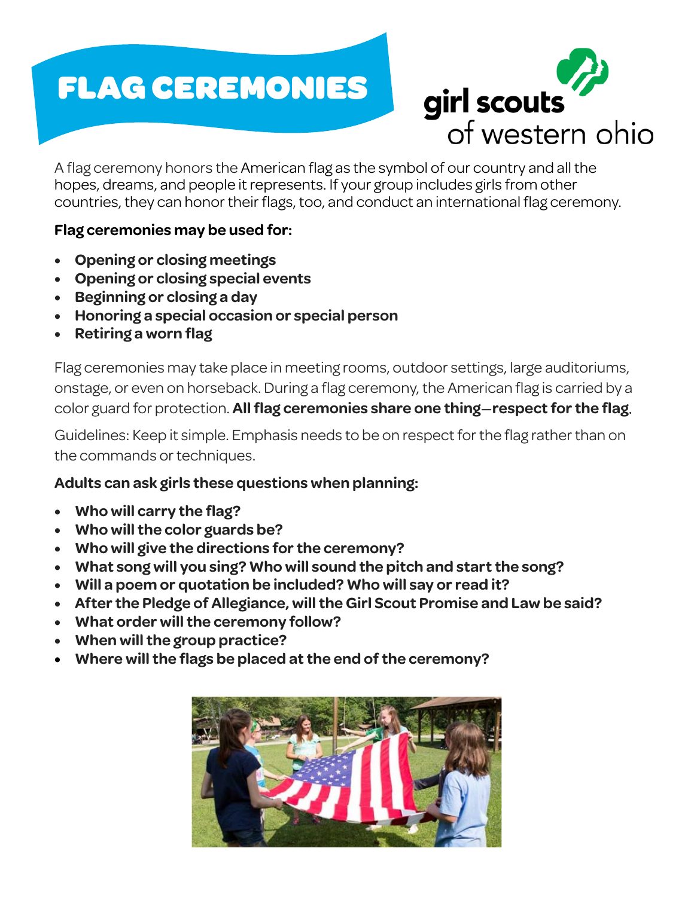# FLAG CEREMONIES

girl scouts of western ohio

A flag ceremony honors the American flag as the symbol of our country and all the hopes, dreams, and people it represents. If your group includes girls from other countries, they can honor their flags, too, and conduct an international flag ceremony.

**Flag ceremonies may be used for:**

- **Opening or closing meetings**
- **Opening or closing special events**
- **Beginning or closing a day**
- **Honoring a special occasion or special person**
- **Retiring a worn flag**

Flag ceremonies may take place in meeting rooms, outdoor settings, large auditoriums, onstage, or even on horseback. During a flag ceremony, the American flag is carried by a color guard for protection. **All flag ceremonies share one thing—respect for the flag**.

Guidelines: Keep it simple. Emphasis needs to be on respect for the flag rather than on the commands or techniques.

**Adults can ask girls these questions when planning:**

- **Who will carry the flag?**
- **Who will the color guards be?**
- **Who will give the directions for the ceremony?**
- **What song will you sing? Who will sound the pitch and start the song?**
- **Will a poem or quotation be included? Who will say or read it?**
- **After the Pledge of Allegiance, will the Girl Scout Promise and Law be said?**
- **What order will the ceremony follow?**
- **When will the group practice?**
- **Where will the flags be placed at the end of the ceremony?**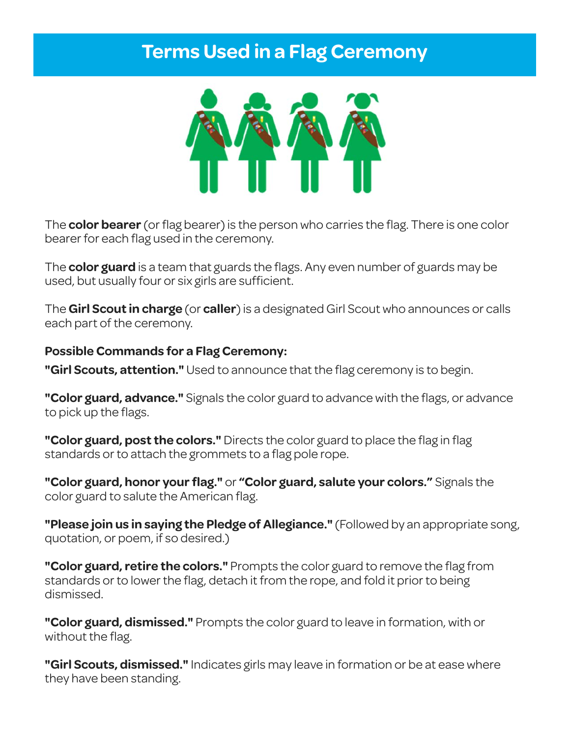# Terms Used in a Flag Ceremony

The **color bearer** (or flag bearer) is the person who carries the flag. There is one color bearer for each flag used in the ceremony.

The **color guard** is a team that guards the flags. Any even number of guards may be used, but usually four or six girls are sufficient.

The **Girl Scout in charge** (or **caller**) is a designated Girl Scout who announces or calls each part of the ceremony.

**Possible Commands for a Flag Ceremony:**

**"Girl Scouts, attention."** Used to announce that the flag ceremony is to begin.

**"Color guard, advance."** Signals the color guard to advance with the flags, or advance to pick up the flags.

**"Color guard, post the colors."** Directs the color guard to place the flag in flag standards or to attach the grommets to a flag pole rope.

**"Color guard, honor your flag."** or **"Color guard, salute your colors."** Signals the color guard to salute the American flag.

**"Please join us in saying the Pledge of Allegiance."** (Followed by an appropriate song, quotation, or poem, if so desired.)

**"Color guard, retire the colors."** Prompts the color guard to remove the flag from standards or to lower the flag, detach it from the rope, and fold it prior to being dismissed.

**"Color guard, dismissed."** Prompts the color guard to leave in formation, with or without the flag.

**"Girl Scouts, dismissed."** Indicates girls may leave in formation or be at ease where they have been standing.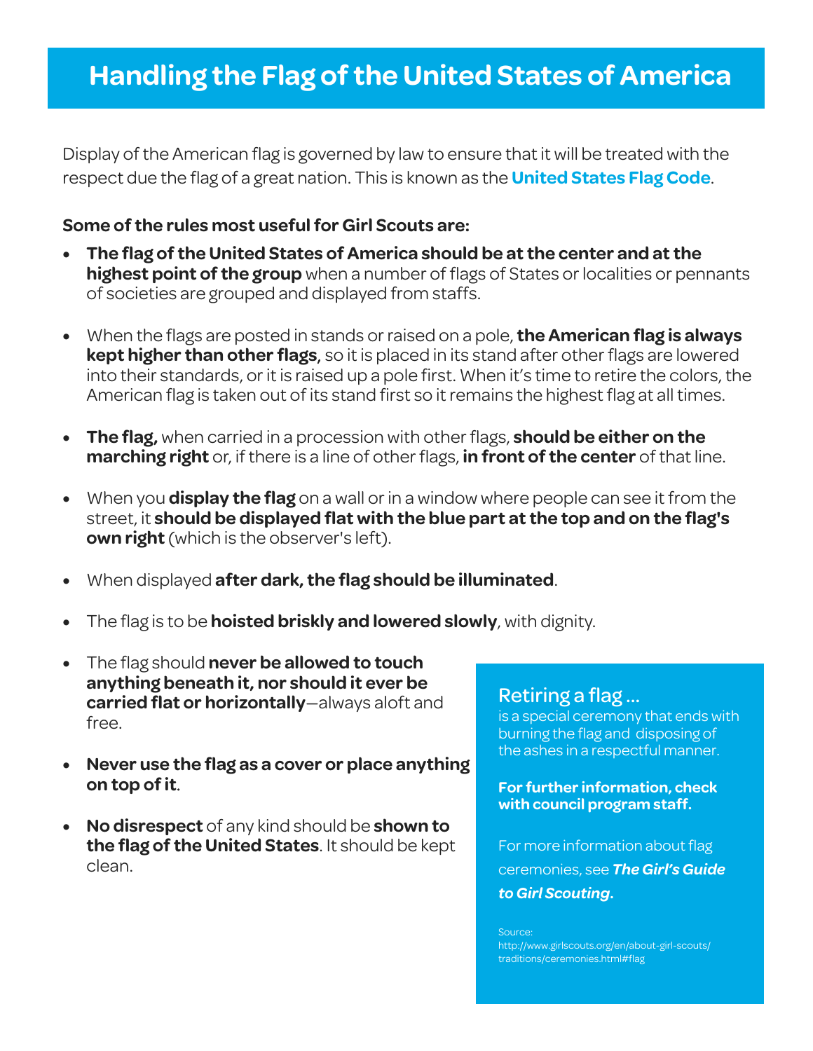# Handling the Flag of the United States of America

Display of the American flag is governed by law to ensure that it will be treated with the respect due the flag of a great nation. This is known as the **United States Flag Code**.

**Some of the rules most useful for Girl Scouts are:**

- **The flag of the United States of America should be at the center and at the highest point of the group** when a number of flags of States or localities or pennants of societies are grouped and displayed from staffs.
- When the flags are posted in stands or raised on a pole, **the American flag is always kept higher than other flags**, so it is placed in its stand after other flags are lowered into their standards, or it is raised up a pole first. When it's time to retire the colors, the American flag is taken out of its stand first so it remains the highest flag at all times.
- **The flag,** when carried in a procession with other flags, **should be either on the marching right** or, if there is a line of other flags, **in front of the center** of that line.
- When you **display the flag** on a wall or in a window where people can see it from the street, it **should be displayed flat with the blue part at the top and on the flag's own right** (which is the observer's left).
- When displayed **after dark, the flag should be illuminated**.
- The flag is to be **hoisted briskly and lowered slowly**, with dignity.
- The flag should **never be allowed to touch anything beneath it, nor should it ever be carried flat or horizontally**—always aloft and free.
- **Never use the flag as a cover or place anything on top of it**.
- **No disrespect** of any kind should be **shown to the flag of the United States**. It should be kept clean.

## Retiring a flag ...

is a special ceremony that ends with burning the flag and disposing of the ashes in a respectful manner.

**For further information, check with council program staff.**

For more information about flag ceremonies, see ***The Girl's Guide to Girl Scouting.***

Source:
http://www.girlscouts.org/en/about-girl-scouts/traditions/ceremonies.html#flag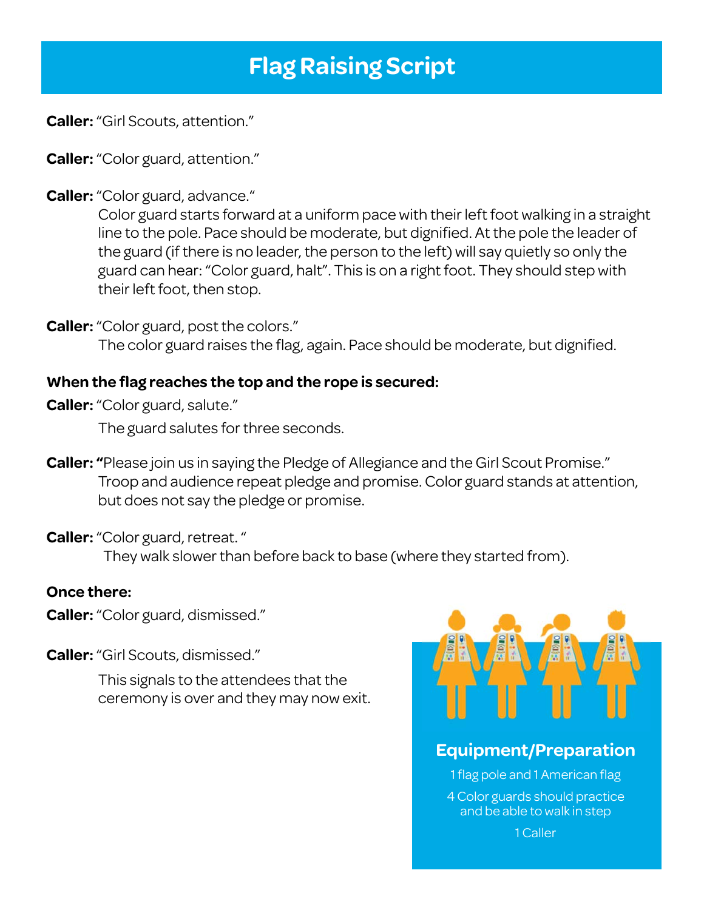# Flag Raising Script

**Caller:** "Girl Scouts, attention."

**Caller:** "Color guard, attention."

**Caller:** "Color guard, advance."

Color guard starts forward at a uniform pace with their left foot walking in a straight line to the pole. Pace should be moderate, but dignified. At the pole the leader of the guard (if there is no leader, the person to the left) will say quietly so only the guard can hear: "Color guard, halt". This is on a right foot. They should step with their left foot, then stop.

**Caller:** "Color guard, post the colors."

The color guard raises the flag, again. Pace should be moderate, but dignified.

**When the flag reaches the top and the rope is secured:**

**Caller:** "Color guard, salute."

The guard salutes for three seconds.

**Caller:** "Please join us in saying the Pledge of Allegiance and the Girl Scout Promise."

Troop and audience repeat pledge and promise. Color guard stands at attention, but does not say the pledge or promise.

**Caller:** "Color guard, retreat."

They walk slower than before back to base (where they started from).

**Once there:**

**Caller:** "Color guard, dismissed."

**Caller:** "Girl Scouts, dismissed."

This signals to the attendees that the ceremony is over and they may now exit.

## Equipment/Preparation

1 flag pole and 1 American flag

4 Color guards should practice and be able to walk in step

1 Caller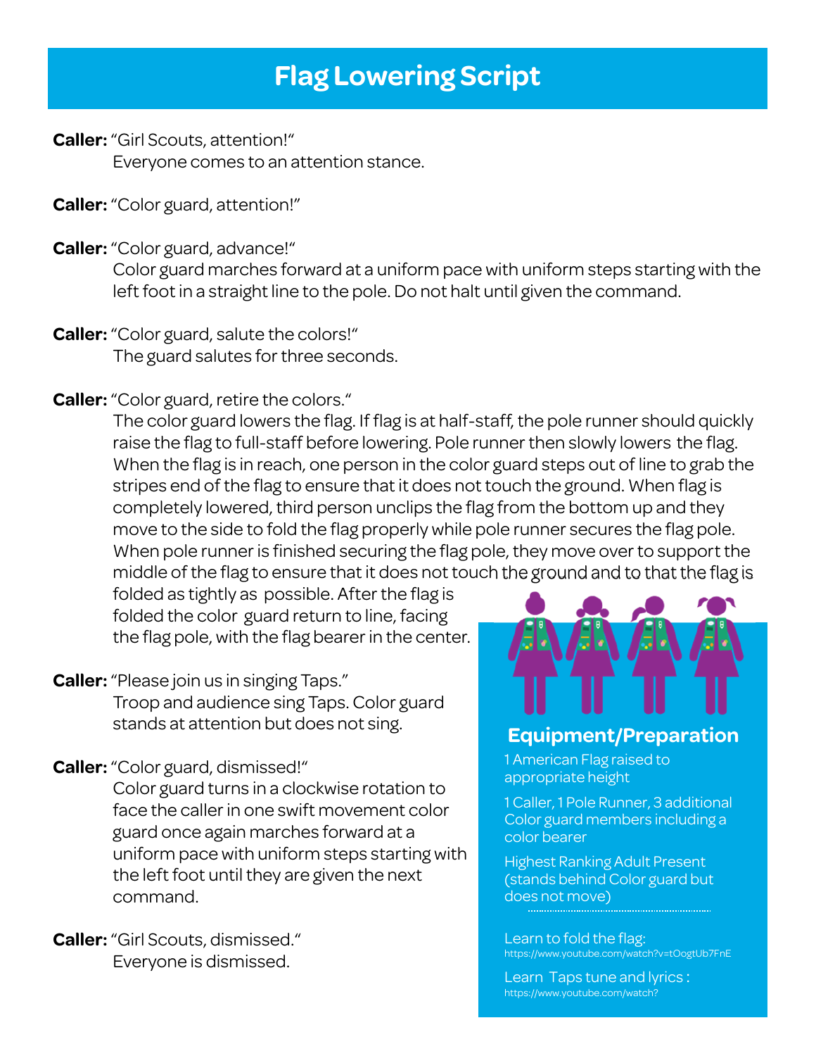# Flag Lowering Script

**Caller:** "Girl Scouts, attention!"
Everyone comes to an attention stance.

**Caller:** "Color guard, attention!"

**Caller:** "Color guard, advance!"
Color guard marches forward at a uniform pace with uniform steps starting with the left foot in a straight line to the pole. Do not halt until given the command.

**Caller:** "Color guard, salute the colors!"
The guard salutes for three seconds.

**Caller:** "Color guard, retire the colors."
The color guard lowers the flag. If flag is at half-staff, the pole runner should quickly raise the flag to full-staff before lowering. Pole runner then slowly lowers the flag. When the flag is in reach, one person in the color guard steps out of line to grab the stripes end of the flag to ensure that it does not touch the ground. When flag is completely lowered, third person unclips the flag from the bottom up and they move to the side to fold the flag properly while pole runner secures the flag pole. When pole runner is finished securing the flag pole, they move over to support the middle of the flag to ensure that it does not touch the ground and to that the flag is folded as tightly as possible. After the flag is folded the color guard return to line, facing the flag pole, with the flag bearer in the center.

**Caller:** "Please join us in singing Taps."
Troop and audience sing Taps. Color guard stands at attention but does not sing.

**Caller:** "Color guard, dismissed!"
Color guard turns in a clockwise rotation to face the caller in one swift movement color guard once again marches forward at a uniform pace with uniform steps starting with the left foot until they are given the next command.

**Caller:** "Girl Scouts, dismissed."
Everyone is dismissed.

## Equipment/Preparation

1 American Flag raised to appropriate height

1 Caller, 1 Pole Runner, 3 additional Color guard members including a color bearer

Highest Ranking Adult Present (stands behind Color guard but does not move)

Learn to fold the flag:
https://www.youtube.com/watch?v=tOogtUb7FnE

Learn Taps tune and lyrics :
https://www.youtube.com/watch?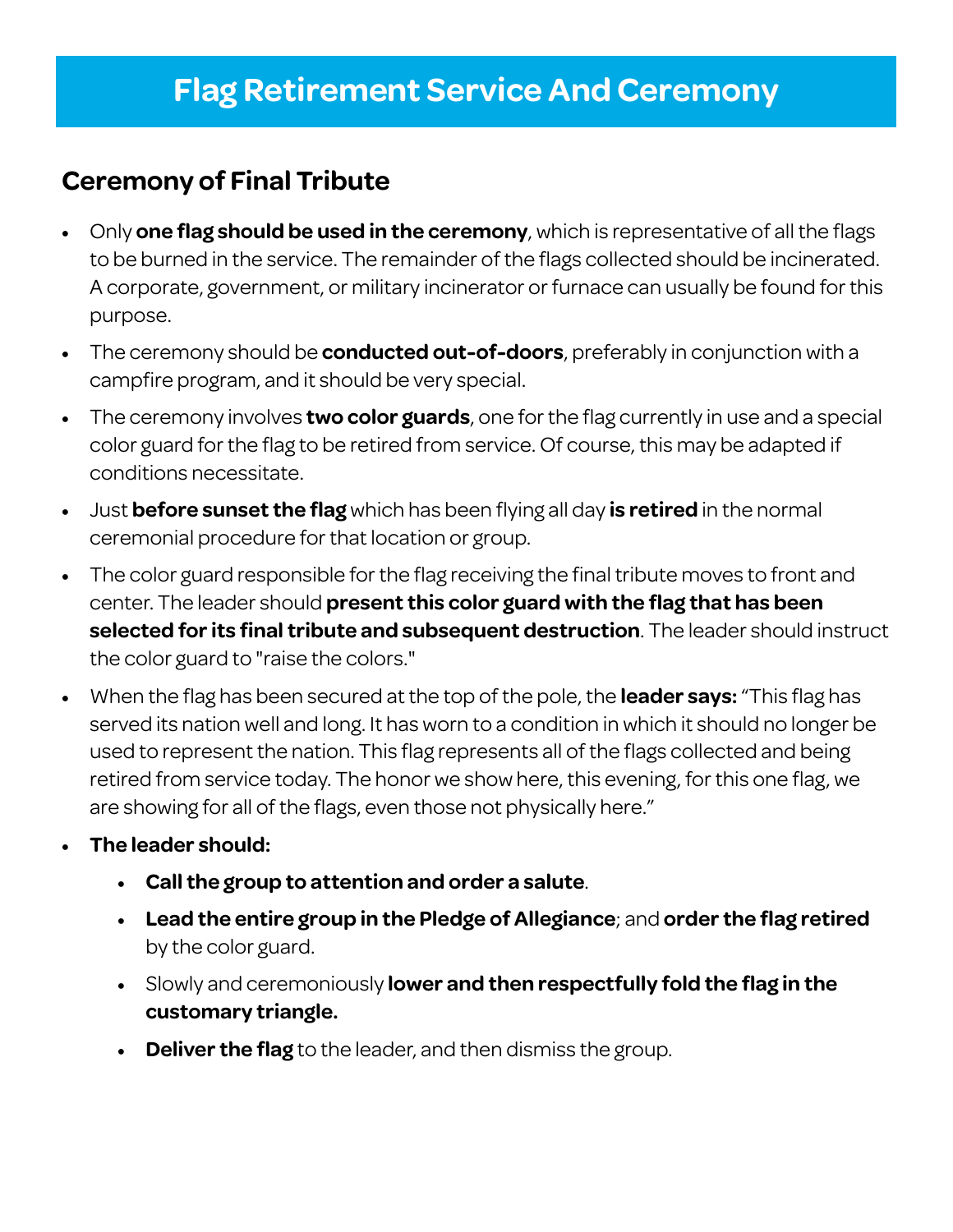# Flag Retirement Service And Ceremony

## Ceremony of Final Tribute

- Only **one flag should be used in the ceremony**, which is representative of all the flags to be burned in the service. The remainder of the flags collected should be incinerated. A corporate, government, or military incinerator or furnace can usually be found for this purpose.
- The ceremony should be **conducted out-of-doors**, preferably in conjunction with a campfire program, and it should be very special.
- The ceremony involves **two color guards**, one for the flag currently in use and a special color guard for the flag to be retired from service. Of course, this may be adapted if conditions necessitate.
- Just **before sunset the flag** which has been flying all day **is retired** in the normal ceremonial procedure for that location or group.
- The color guard responsible for the flag receiving the final tribute moves to front and center. The leader should **present this color guard with the flag that has been selected for its final tribute and subsequent destruction**. The leader should instruct the color guard to "raise the colors."
- When the flag has been secured at the top of the pole, the **leader says:** "This flag has served its nation well and long. It has worn to a condition in which it should no longer be used to represent the nation. This flag represents all of the flags collected and being retired from service today. The honor we show here, this evening, for this one flag, we are showing for all of the flags, even those not physically here."
- **The leader should:**
  - **Call the group to attention and order a salute**.
  - **Lead the entire group in the Pledge of Allegiance**; and **order the flag retired** by the color guard.
  - Slowly and ceremoniously **lower and then respectfully fold the flag in the customary triangle.**
  - **Deliver the flag** to the leader, and then dismiss the group.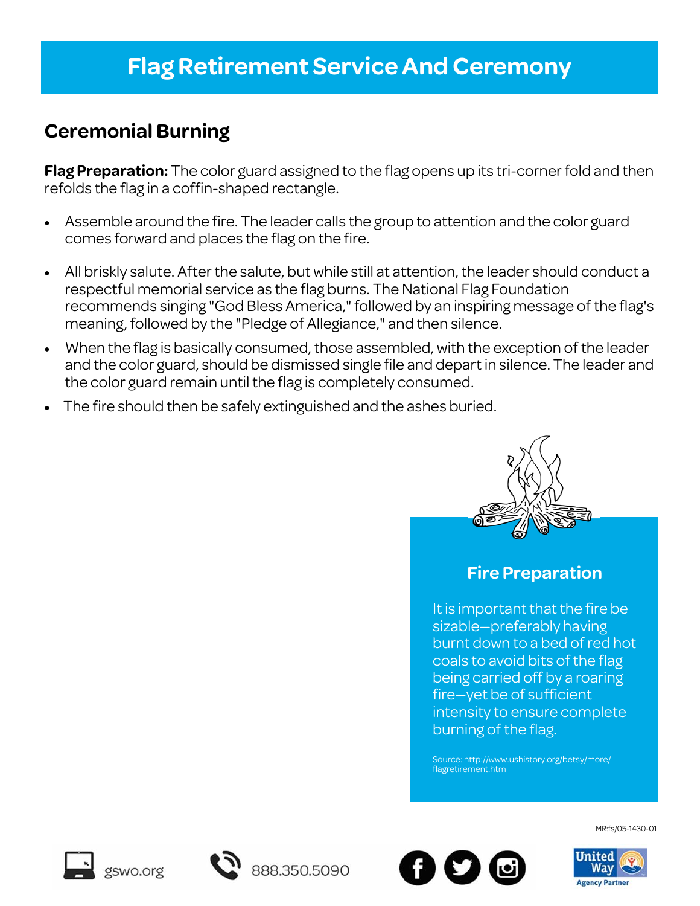# Flag Retirement Service And Ceremony

## Ceremonial Burning

**Flag Preparation:** The color guard assigned to the flag opens up its tri-corner fold and then refolds the flag in a coffin-shaped rectangle.

- Assemble around the fire. The leader calls the group to attention and the color guard comes forward and places the flag on the fire.
- All briskly salute. After the salute, but while still at attention, the leader should conduct a respectful memorial service as the flag burns. The National Flag Foundation recommends singing "God Bless America," followed by an inspiring message of the flag's meaning, followed by the "Pledge of Allegiance," and then silence.
- When the flag is basically consumed, those assembled, with the exception of the leader and the color guard, should be dismissed single file and depart in silence. The leader and the color guard remain until the flag is completely consumed.
- The fire should then be safely extinguished and the ashes buried.

### Fire Preparation

It is important that the fire be sizable—preferably having burnt down to a bed of red hot coals to avoid bits of the flag being carried off by a roaring fire—yet be of sufficient intensity to ensure complete burning of the flag.

Source: http://www.ushistory.org/betsy/more/flagretirement.htm

MR:fs/05-1430-01

gswo.org

888.350.5090

United Way Agency Partner